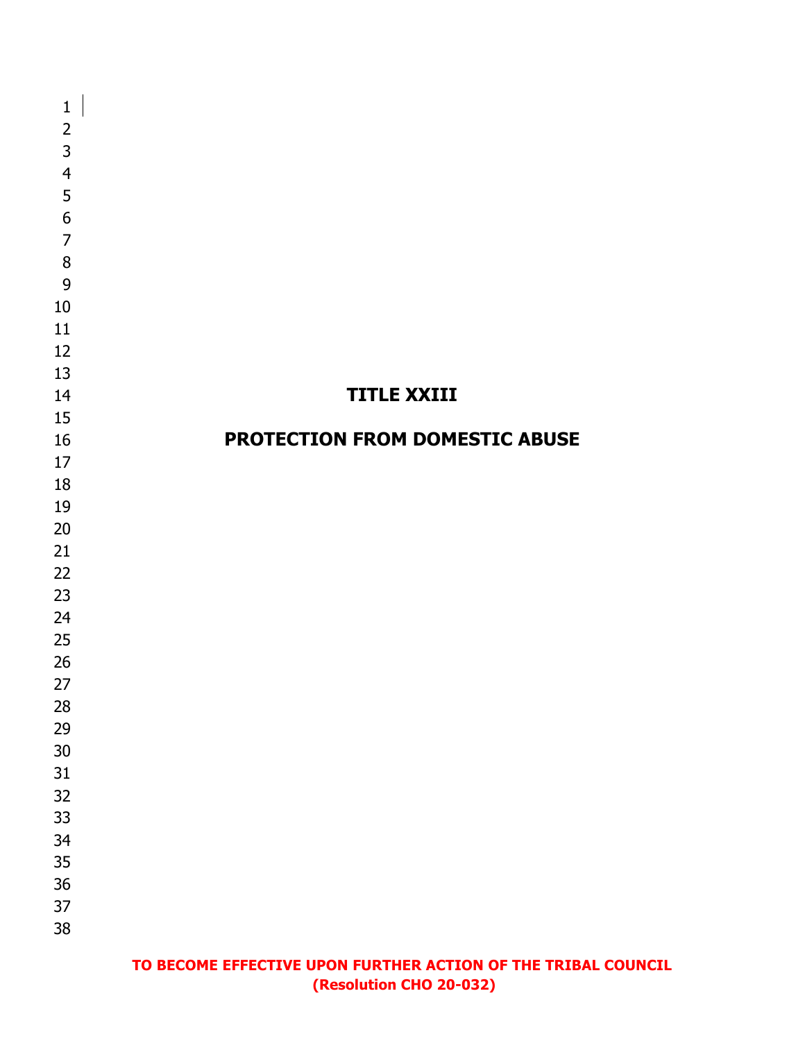# TITLE XXIII

# PROTECTION FROM DOMESTIC ABUSE

**TO BECOME EFFECTIVE UPON FURTHER ACTION OF THE TRIBAL COUNCIL**
**(Resolution CHO 20-032)**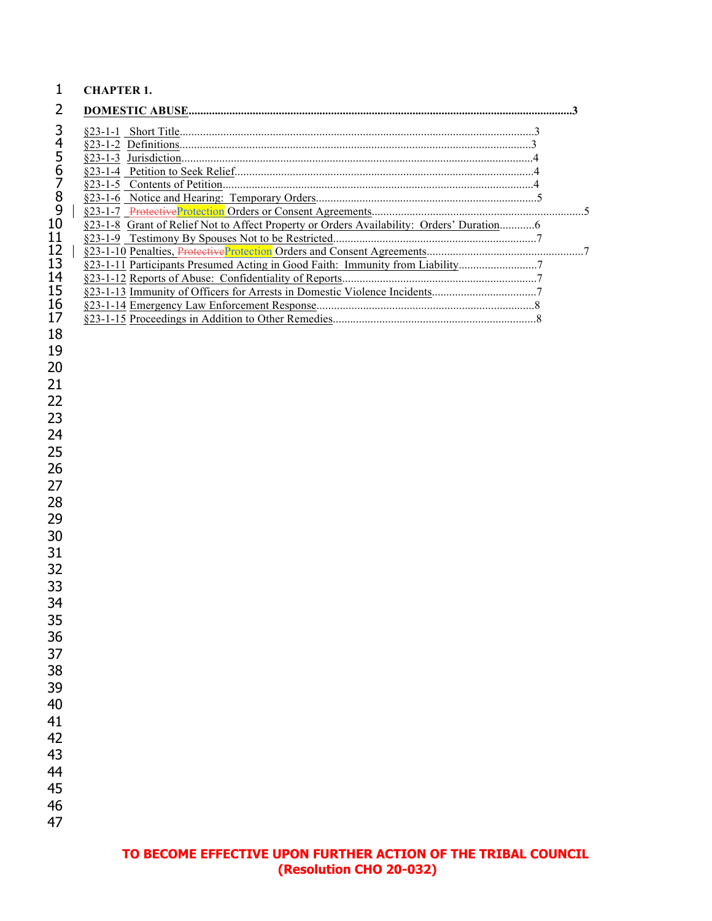**CHAPTER 1.**

**DOMESTIC ABUSE** ............ 3

§23-1-1 Short Title ............ 3
§23-1-2 Definitions ............ 3
§23-1-3 Jurisdiction ............ 4
§23-1-4 Petition to Seek Relief ............ 4
§23-1-5 Contents of Petition ............ 4
§23-1-6 Notice and Hearing: Temporary Orders ............ 5
§23-1-7 ~~Protective~~Protection Orders or Consent Agreements ............ 5
§23-1-8 Grant of Relief Not to Affect Property or Orders Availability: Orders' Duration ............ 6
§23-1-9 Testimony By Spouses Not to be Restricted ............ 7
§23-1-10 Penalties, ~~Protective~~Protection Orders and Consent Agreements ............ 7
§23-1-11 Participants Presumed Acting in Good Faith: Immunity from Liability ............ 7
§23-1-12 Reports of Abuse: Confidentiality of Reports ............ 7
§23-1-13 Immunity of Officers for Arrests in Domestic Violence Incidents ............ 7
§23-1-14 Emergency Law Enforcement Response ............ 8
§23-1-15 Proceedings in Addition to Other Remedies ............ 8

**TO BECOME EFFECTIVE UPON FURTHER ACTION OF THE TRIBAL COUNCIL**
**(Resolution CHO 20-032)**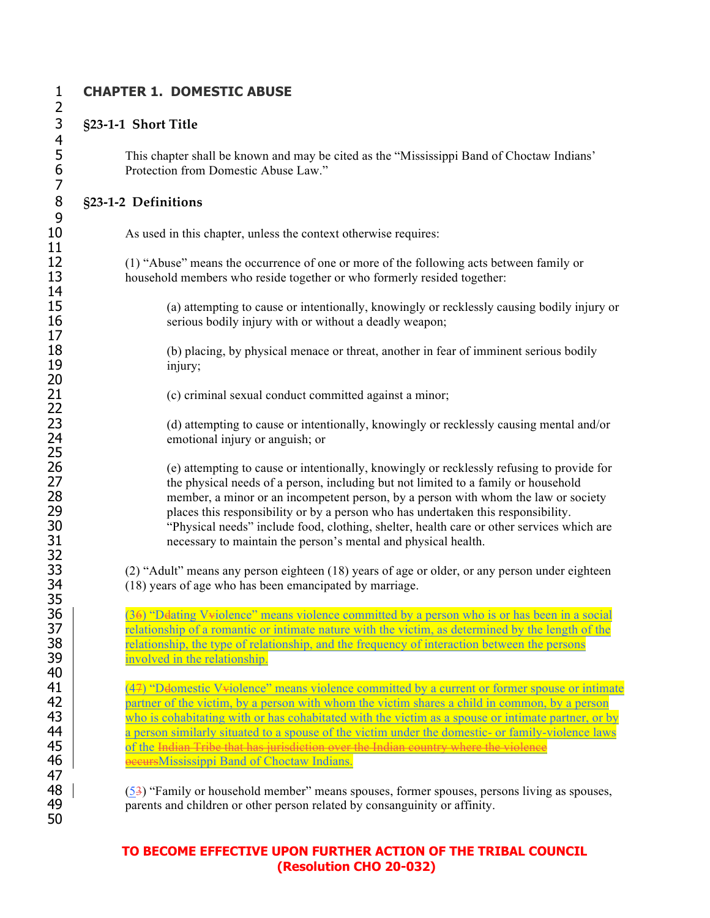# CHAPTER 1. DOMESTIC ABUSE

## §23-1-1 Short Title

This chapter shall be known and may be cited as the “Mississippi Band of Choctaw Indians’ Protection from Domestic Abuse Law.”

## §23-1-2 Definitions

As used in this chapter, unless the context otherwise requires:

(1) “Abuse” means the occurrence of one or more of the following acts between family or household members who reside together or who formerly resided together:

(a) attempting to cause or intentionally, knowingly or recklessly causing bodily injury or serious bodily injury with or without a deadly weapon;

(b) placing, by physical menace or threat, another in fear of imminent serious bodily injury;

(c) criminal sexual conduct committed against a minor;

(d) attempting to cause or intentionally, knowingly or recklessly causing mental and/or emotional injury or anguish; or

(e) attempting to cause or intentionally, knowingly or recklessly refusing to provide for the physical needs of a person, including but not limited to a family or household member, a minor or an incompetent person, by a person with whom the law or society places this responsibility or by a person who has undertaken this responsibility. “Physical needs” include food, clothing, shelter, health care or other services which are necessary to maintain the person’s mental and physical health.

(2) “Adult” means any person eighteen (18) years of age or older, or any person under eighteen (18) years of age who has been emancipated by marriage.

(3~~6~~) “D~~d~~ating V~~v~~iolence” means violence committed by a person who is or has been in a social relationship of a romantic or intimate nature with the victim, as determined by the length of the relationship, the type of relationship, and the frequency of interaction between the persons involved in the relationship.

(4~~7~~) “D~~d~~omestic V~~v~~iolence” means violence committed by a current or former spouse or intimate partner of the victim, by a person with whom the victim shares a child in common, by a person who is cohabitating with or has cohabitated with the victim as a spouse or intimate partner, or by a person similarly situated to a spouse of the victim under the domestic- or family-violence laws of the ~~Indian Tribe that has jurisdiction over the Indian country where the violence occurs~~Mississippi Band of Choctaw Indians.

(5~~3~~) “Family or household member” means spouses, former spouses, persons living as spouses, parents and children or other person related by consanguinity or affinity.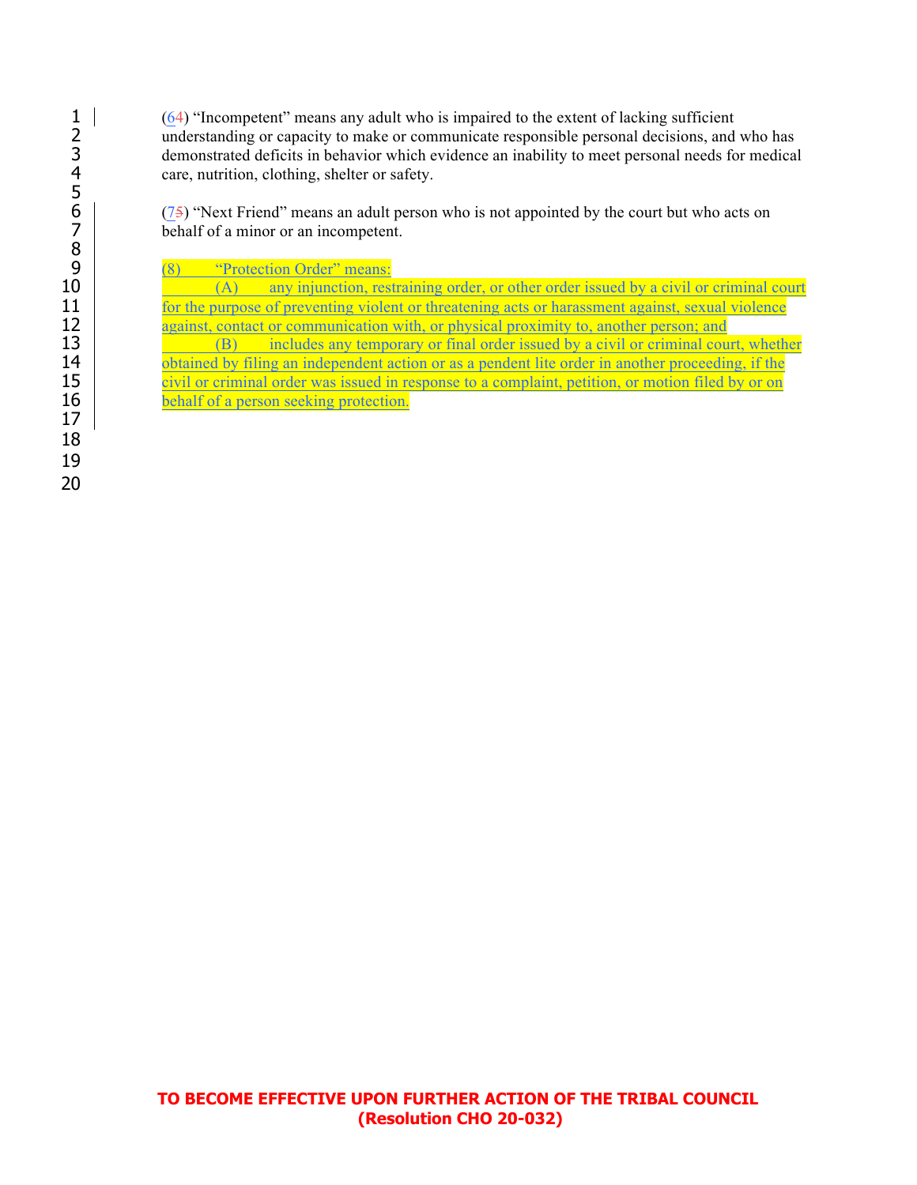(64) "Incompetent" means any adult who is impaired to the extent of lacking sufficient understanding or capacity to make or communicate responsible personal decisions, and who has demonstrated deficits in behavior which evidence an inability to meet personal needs for medical care, nutrition, clothing, shelter or safety.

(75) "Next Friend" means an adult person who is not appointed by the court but who acts on behalf of a minor or an incompetent.

(8) "Protection Order" means:

(A) any injunction, restraining order, or other order issued by a civil or criminal court for the purpose of preventing violent or threatening acts or harassment against, sexual violence against, contact or communication with, or physical proximity to, another person; and

(B) includes any temporary or final order issued by a civil or criminal court, whether obtained by filing an independent action or as a pendent lite order in another proceeding, if the civil or criminal order was issued in response to a complaint, petition, or motion filed by or on behalf of a person seeking protection.

**TO BECOME EFFECTIVE UPON FURTHER ACTION OF THE TRIBAL COUNCIL (Resolution CHO 20-032)**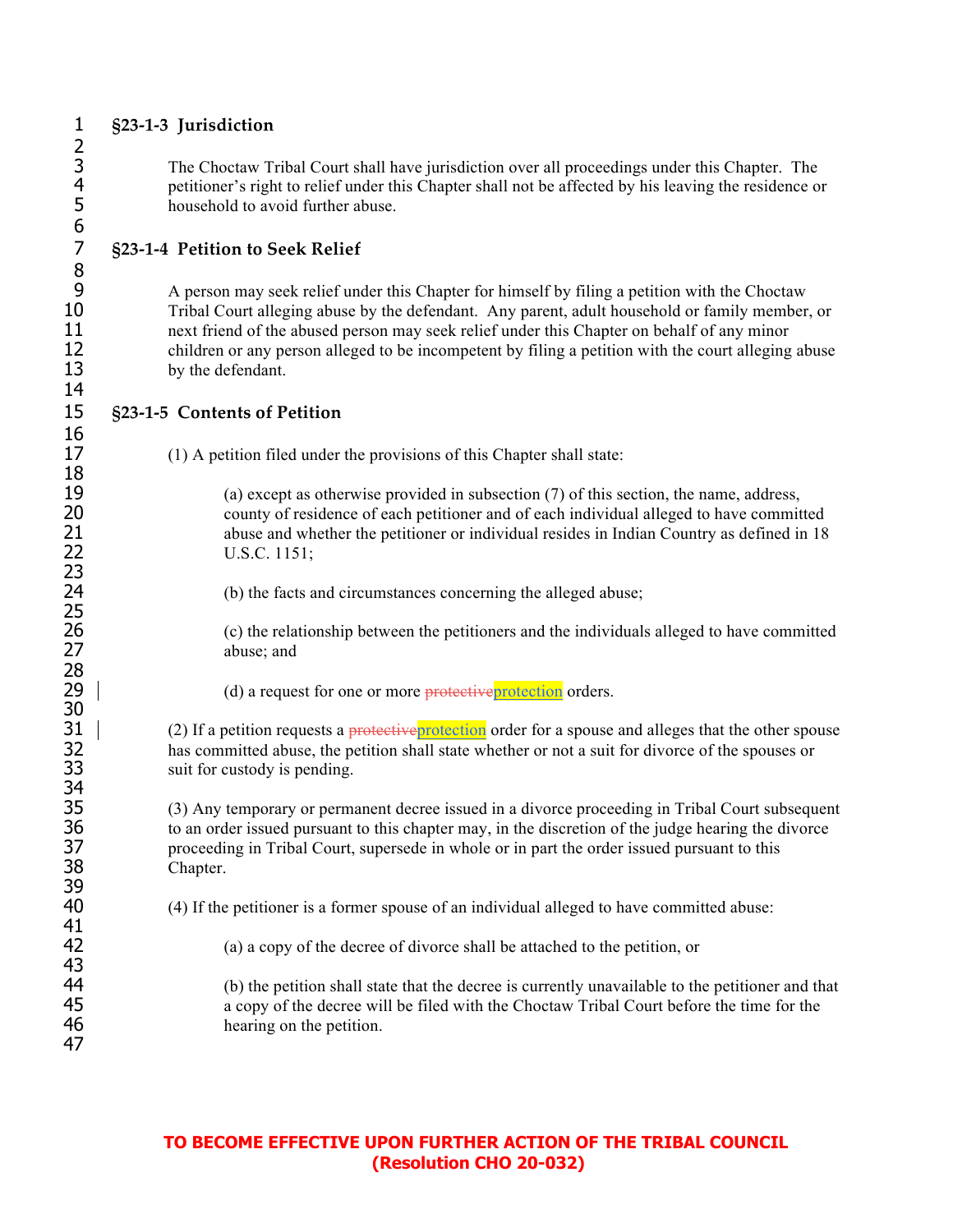### §23-1-3 Jurisdiction

The Choctaw Tribal Court shall have jurisdiction over all proceedings under this Chapter. The petitioner's right to relief under this Chapter shall not be affected by his leaving the residence or household to avoid further abuse.

### §23-1-4 Petition to Seek Relief

A person may seek relief under this Chapter for himself by filing a petition with the Choctaw Tribal Court alleging abuse by the defendant. Any parent, adult household or family member, or next friend of the abused person may seek relief under this Chapter on behalf of any minor children or any person alleged to be incompetent by filing a petition with the court alleging abuse by the defendant.

### §23-1-5 Contents of Petition

(1) A petition filed under the provisions of this Chapter shall state:

(a) except as otherwise provided in subsection (7) of this section, the name, address, county of residence of each petitioner and of each individual alleged to have committed abuse and whether the petitioner or individual resides in Indian Country as defined in 18 U.S.C. 1151;

(b) the facts and circumstances concerning the alleged abuse;

(c) the relationship between the petitioners and the individuals alleged to have committed abuse; and

(d) a request for one or more ~~protective~~protection orders.

(2) If a petition requests a ~~protective~~protection order for a spouse and alleges that the other spouse has committed abuse, the petition shall state whether or not a suit for divorce of the spouses or suit for custody is pending.

(3) Any temporary or permanent decree issued in a divorce proceeding in Tribal Court subsequent to an order issued pursuant to this chapter may, in the discretion of the judge hearing the divorce proceeding in Tribal Court, supersede in whole or in part the order issued pursuant to this Chapter.

(4) If the petitioner is a former spouse of an individual alleged to have committed abuse:

(a) a copy of the decree of divorce shall be attached to the petition, or

(b) the petition shall state that the decree is currently unavailable to the petitioner and that a copy of the decree will be filed with the Choctaw Tribal Court before the time for the hearing on the petition.

**TO BECOME EFFECTIVE UPON FURTHER ACTION OF THE TRIBAL COUNCIL (Resolution CHO 20-032)**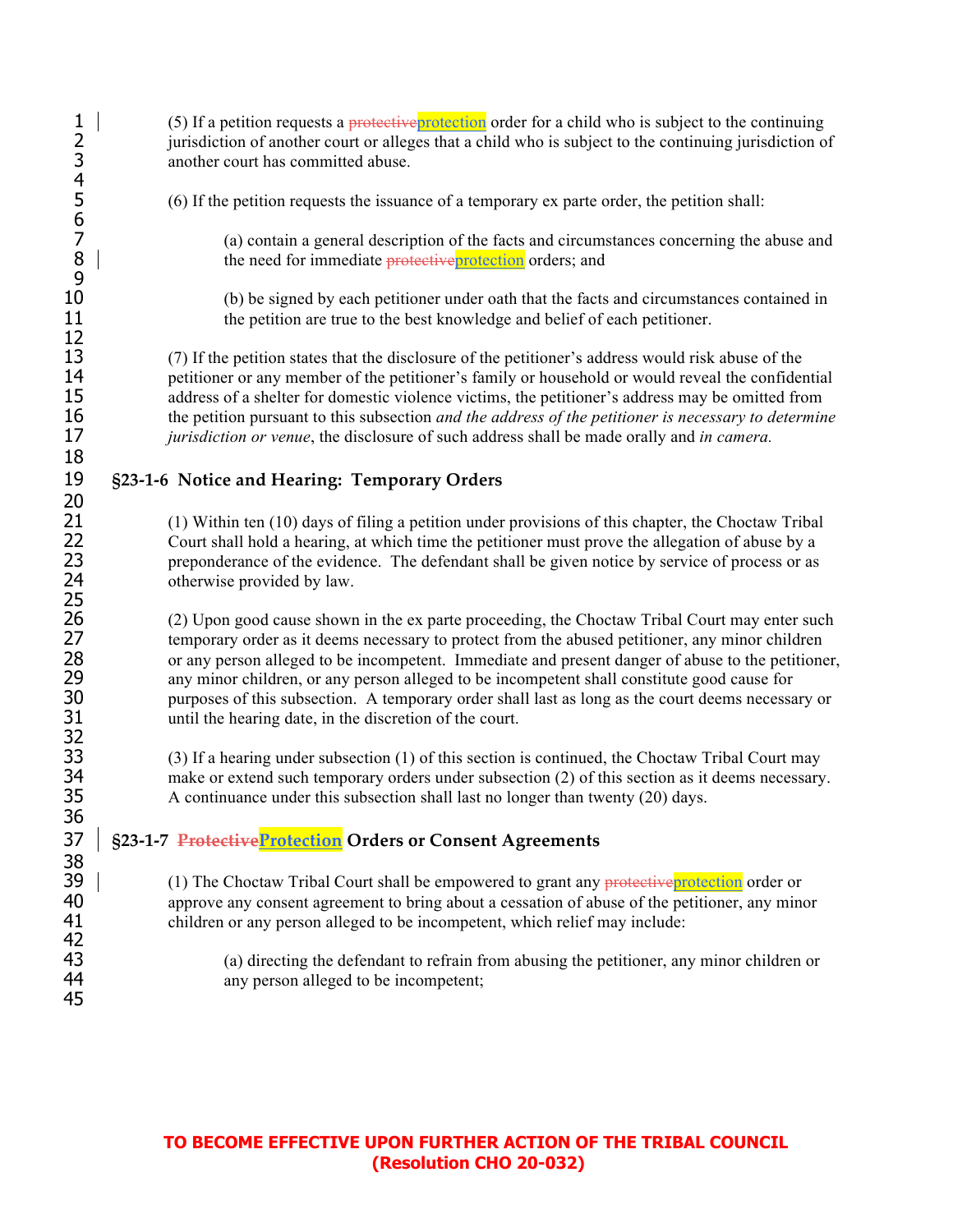(5) If a petition requests a ~~protective~~protection order for a child who is subject to the continuing jurisdiction of another court or alleges that a child who is subject to the continuing jurisdiction of another court has committed abuse.

(6) If the petition requests the issuance of a temporary ex parte order, the petition shall:

(a) contain a general description of the facts and circumstances concerning the abuse and the need for immediate ~~protective~~protection orders; and

(b) be signed by each petitioner under oath that the facts and circumstances contained in the petition are true to the best knowledge and belief of each petitioner.

(7) If the petition states that the disclosure of the petitioner's address would risk abuse of the petitioner or any member of the petitioner's family or household or would reveal the confidential address of a shelter for domestic violence victims, the petitioner's address may be omitted from the petition pursuant to this subsection *and the address of the petitioner is necessary to determine jurisdiction or venue*, the disclosure of such address shall be made orally and *in camera.*

## §23-1-6 Notice and Hearing: Temporary Orders

(1) Within ten (10) days of filing a petition under provisions of this chapter, the Choctaw Tribal Court shall hold a hearing, at which time the petitioner must prove the allegation of abuse by a preponderance of the evidence. The defendant shall be given notice by service of process or as otherwise provided by law.

(2) Upon good cause shown in the ex parte proceeding, the Choctaw Tribal Court may enter such temporary order as it deems necessary to protect from the abused petitioner, any minor children or any person alleged to be incompetent. Immediate and present danger of abuse to the petitioner, any minor children, or any person alleged to be incompetent shall constitute good cause for purposes of this subsection. A temporary order shall last as long as the court deems necessary or until the hearing date, in the discretion of the court.

(3) If a hearing under subsection (1) of this section is continued, the Choctaw Tribal Court may make or extend such temporary orders under subsection (2) of this section as it deems necessary. A continuance under this subsection shall last no longer than twenty (20) days.

## §23-1-7 ~~Protective~~Protection Orders or Consent Agreements

(1) The Choctaw Tribal Court shall be empowered to grant any ~~protective~~protection order or approve any consent agreement to bring about a cessation of abuse of the petitioner, any minor children or any person alleged to be incompetent, which relief may include:

(a) directing the defendant to refrain from abusing the petitioner, any minor children or any person alleged to be incompetent;

**TO BECOME EFFECTIVE UPON FURTHER ACTION OF THE TRIBAL COUNCIL (Resolution CHO 20-032)**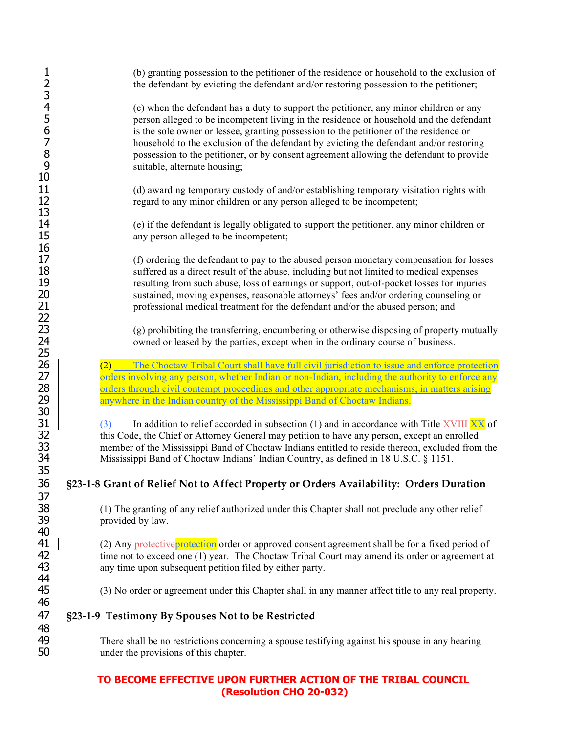(b) granting possession to the petitioner of the residence or household to the exclusion of the defendant by evicting the defendant and/or restoring possession to the petitioner;

(c) when the defendant has a duty to support the petitioner, any minor children or any person alleged to be incompetent living in the residence or household and the defendant is the sole owner or lessee, granting possession to the petitioner of the residence or household to the exclusion of the defendant by evicting the defendant and/or restoring possession to the petitioner, or by consent agreement allowing the defendant to provide suitable, alternate housing;

(d) awarding temporary custody of and/or establishing temporary visitation rights with regard to any minor children or any person alleged to be incompetent;

(e) if the defendant is legally obligated to support the petitioner, any minor children or any person alleged to be incompetent;

(f) ordering the defendant to pay to the abused person monetary compensation for losses suffered as a direct result of the abuse, including but not limited to medical expenses resulting from such abuse, loss of earnings or support, out-of-pocket losses for injuries sustained, moving expenses, reasonable attorneys' fees and/or ordering counseling or professional medical treatment for the defendant and/or the abused person; and

(g) prohibiting the transferring, encumbering or otherwise disposing of property mutually owned or leased by the parties, except when in the ordinary course of business.

(2) The Choctaw Tribal Court shall have full civil jurisdiction to issue and enforce protection orders involving any person, whether Indian or non-Indian, including the authority to enforce any orders through civil contempt proceedings and other appropriate mechanisms, in matters arising anywhere in the Indian country of the Mississippi Band of Choctaw Indians.

(3) In addition to relief accorded in subsection (1) and in accordance with Title ~~XVIII~~ XX of this Code, the Chief or Attorney General may petition to have any person, except an enrolled member of the Mississippi Band of Choctaw Indians entitled to reside thereon, excluded from the Mississippi Band of Choctaw Indians' Indian Country, as defined in 18 U.S.C. § 1151.

## §23-1-8 Grant of Relief Not to Affect Property or Orders Availability: Orders Duration

(1) The granting of any relief authorized under this Chapter shall not preclude any other relief provided by law.

(2) Any ~~protective~~protection order or approved consent agreement shall be for a fixed period of time not to exceed one (1) year. The Choctaw Tribal Court may amend its order or agreement at any time upon subsequent petition filed by either party.

(3) No order or agreement under this Chapter shall in any manner affect title to any real property.

## §23-1-9 Testimony By Spouses Not to be Restricted

There shall be no restrictions concerning a spouse testifying against his spouse in any hearing under the provisions of this chapter.

**TO BECOME EFFECTIVE UPON FURTHER ACTION OF THE TRIBAL COUNCIL (Resolution CHO 20-032)**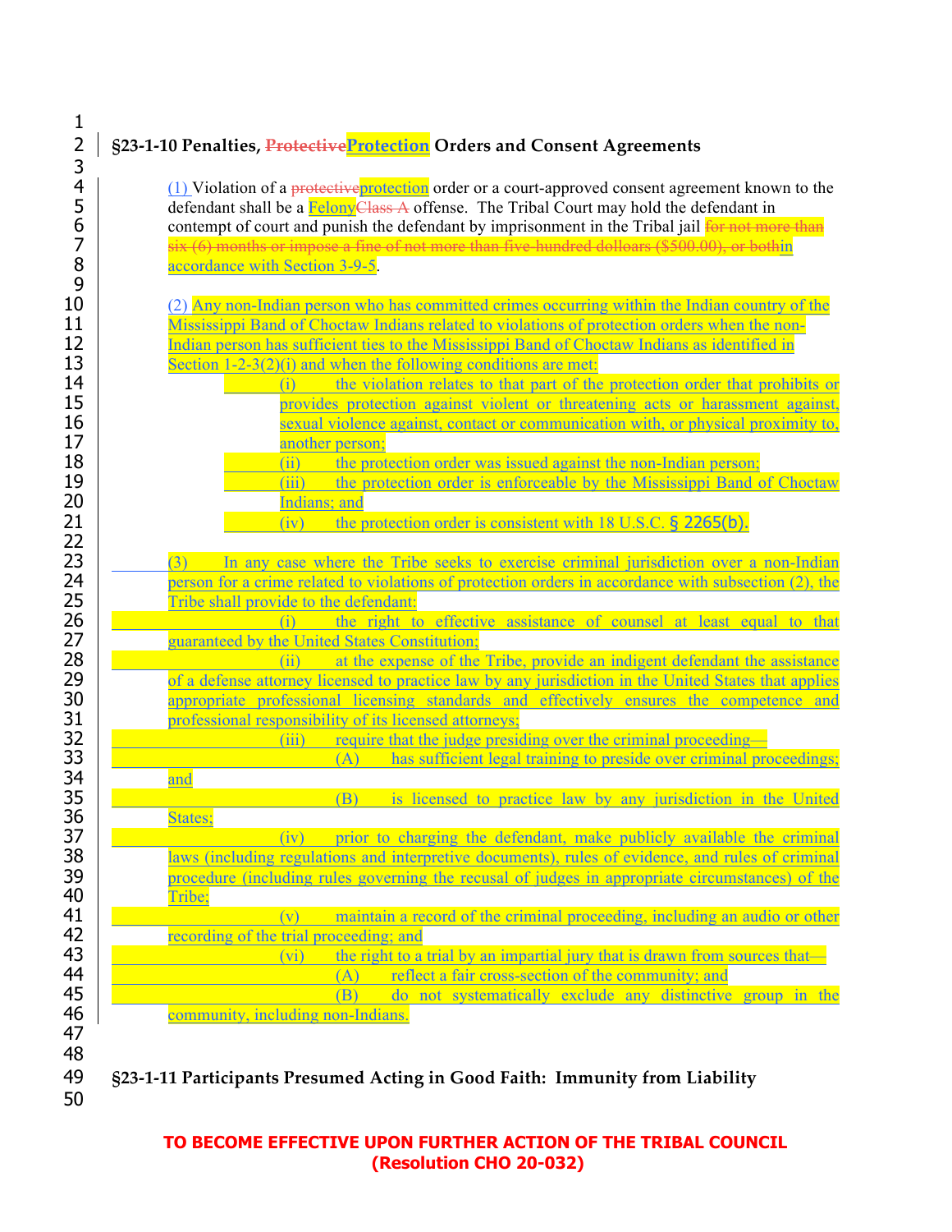## §23-1-10 Penalties, ~~Protective~~Protection Orders and Consent Agreements

(1) Violation of a ~~protective~~protection order or a court-approved consent agreement known to the defendant shall be a Felony~~Class A~~ offense. The Tribal Court may hold the defendant in contempt of court and punish the defendant by imprisonment in the Tribal jail ~~for not more than six (6) months or impose a fine of not more than five-hundred dolloars ($500.00), or both~~in accordance with Section 3-9-5.

(2) Any non-Indian person who has committed crimes occurring within the Indian country of the Mississippi Band of Choctaw Indians related to violations of protection orders when the non-Indian person has sufficient ties to the Mississippi Band of Choctaw Indians as identified in Section 1-2-3(2)(i) and when the following conditions are met:

- (i) the violation relates to that part of the protection order that prohibits or provides protection against violent or threatening acts or harassment against, sexual violence against, contact or communication with, or physical proximity to, another person;
- (ii) the protection order was issued against the non-Indian person;
- (iii) the protection order is enforceable by the Mississippi Band of Choctaw Indians; and
- (iv) the protection order is consistent with 18 U.S.C. § 2265(b).

(3) In any case where the Tribe seeks to exercise criminal jurisdiction over a non-Indian person for a crime related to violations of protection orders in accordance with subsection (2), the Tribe shall provide to the defendant:

- (i) the right to effective assistance of counsel at least equal to that guaranteed by the United States Constitution;
- (ii) at the expense of the Tribe, provide an indigent defendant the assistance of a defense attorney licensed to practice law by any jurisdiction in the United States that applies appropriate professional licensing standards and effectively ensures the competence and professional responsibility of its licensed attorneys;
- (iii) require that the judge presiding over the criminal proceeding—
  - (A) has sufficient legal training to preside over criminal proceedings; and
  - (B) is licensed to practice law by any jurisdiction in the United States;
- (iv) prior to charging the defendant, make publicly available the criminal laws (including regulations and interpretive documents), rules of evidence, and rules of criminal procedure (including rules governing the recusal of judges in appropriate circumstances) of the Tribe;
- (v) maintain a record of the criminal proceeding, including an audio or other recording of the trial proceeding; and
- (vi) the right to a trial by an impartial jury that is drawn from sources that—
  - (A) reflect a fair cross-section of the community; and
  - (B) do not systematically exclude any distinctive group in the community, including non-Indians.

## §23-1-11 Participants Presumed Acting in Good Faith: Immunity from Liability

**TO BECOME EFFECTIVE UPON FURTHER ACTION OF THE TRIBAL COUNCIL (Resolution CHO 20-032)**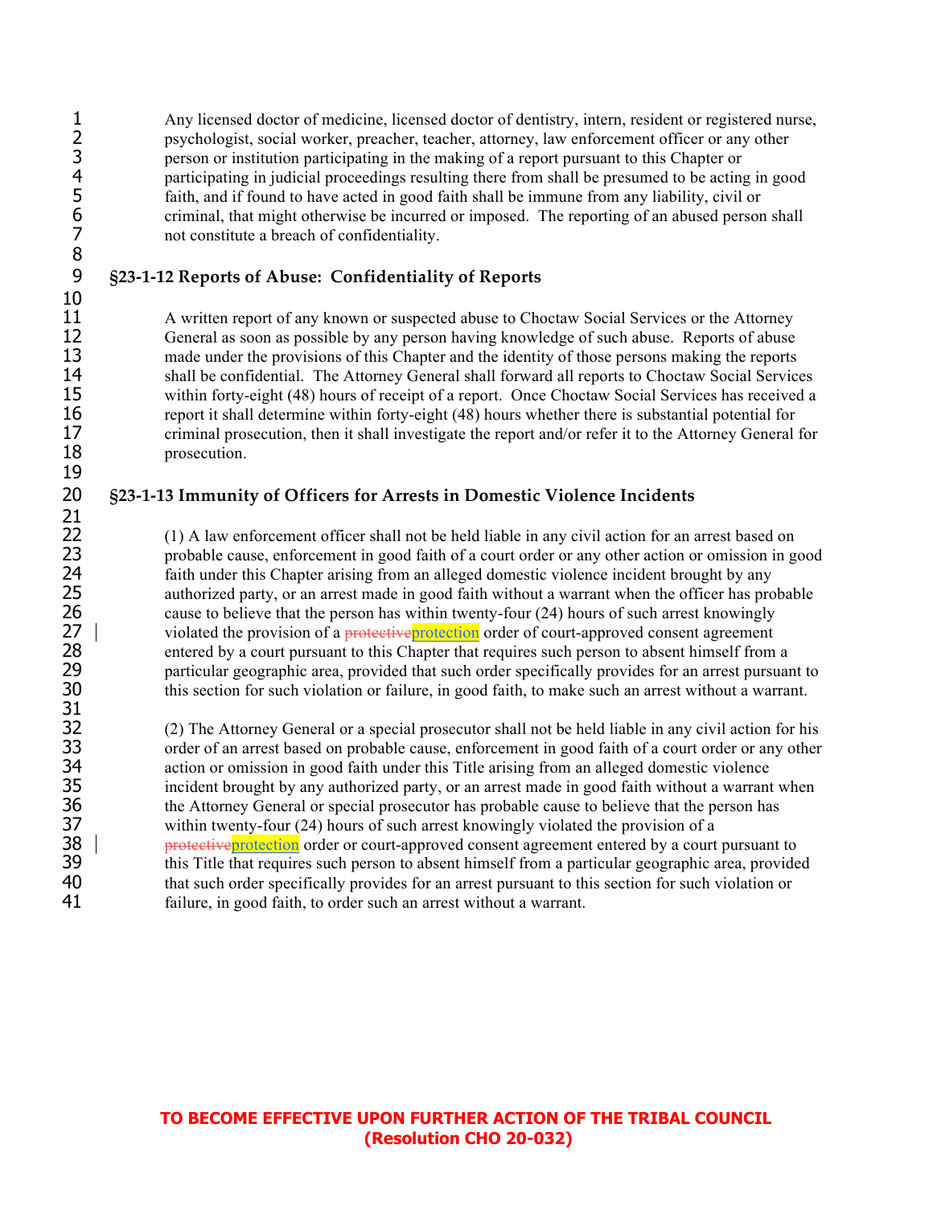Any licensed doctor of medicine, licensed doctor of dentistry, intern, resident or registered nurse, psychologist, social worker, preacher, teacher, attorney, law enforcement officer or any other person or institution participating in the making of a report pursuant to this Chapter or participating in judicial proceedings resulting there from shall be presumed to be acting in good faith, and if found to have acted in good faith shall be immune from any liability, civil or criminal, that might otherwise be incurred or imposed. The reporting of an abused person shall not constitute a breach of confidentiality.

### §23-1-12 Reports of Abuse: Confidentiality of Reports

A written report of any known or suspected abuse to Choctaw Social Services or the Attorney General as soon as possible by any person having knowledge of such abuse. Reports of abuse made under the provisions of this Chapter and the identity of those persons making the reports shall be confidential. The Attorney General shall forward all reports to Choctaw Social Services within forty-eight (48) hours of receipt of a report. Once Choctaw Social Services has received a report it shall determine within forty-eight (48) hours whether there is substantial potential for criminal prosecution, then it shall investigate the report and/or refer it to the Attorney General for prosecution.

### §23-1-13 Immunity of Officers for Arrests in Domestic Violence Incidents

(1) A law enforcement officer shall not be held liable in any civil action for an arrest based on probable cause, enforcement in good faith of a court order or any other action or omission in good faith under this Chapter arising from an alleged domestic violence incident brought by any authorized party, or an arrest made in good faith without a warrant when the officer has probable cause to believe that the person has within twenty-four (24) hours of such arrest knowingly violated the provision of a ~~protective~~protection order of court-approved consent agreement entered by a court pursuant to this Chapter that requires such person to absent himself from a particular geographic area, provided that such order specifically provides for an arrest pursuant to this section for such violation or failure, in good faith, to make such an arrest without a warrant.

(2) The Attorney General or a special prosecutor shall not be held liable in any civil action for his order of an arrest based on probable cause, enforcement in good faith of a court order or any other action or omission in good faith under this Title arising from an alleged domestic violence incident brought by any authorized party, or an arrest made in good faith without a warrant when the Attorney General or special prosecutor has probable cause to believe that the person has within twenty-four (24) hours of such arrest knowingly violated the provision of a ~~protective~~protection order or court-approved consent agreement entered by a court pursuant to this Title that requires such person to absent himself from a particular geographic area, provided that such order specifically provides for an arrest pursuant to this section for such violation or failure, in good faith, to order such an arrest without a warrant.

**TO BECOME EFFECTIVE UPON FURTHER ACTION OF THE TRIBAL COUNCIL**
**(Resolution CHO 20-032)**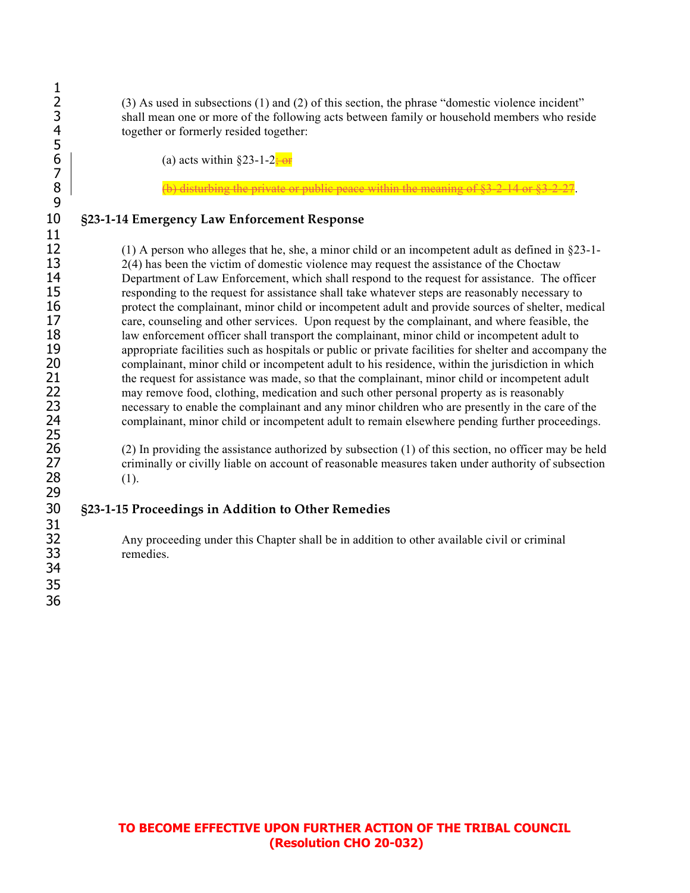(3) As used in subsections (1) and (2) of this section, the phrase "domestic violence incident" shall mean one or more of the following acts between family or household members who reside together or formerly resided together:

(a) acts within §23-1-2~~; or~~

~~(b) disturbing the private or public peace within the meaning of §3-2-14 or §3-2-27~~.

### §23-1-14 Emergency Law Enforcement Response

(1) A person who alleges that he, she, a minor child or an incompetent adult as defined in §23-1-2(4) has been the victim of domestic violence may request the assistance of the Choctaw Department of Law Enforcement, which shall respond to the request for assistance. The officer responding to the request for assistance shall take whatever steps are reasonably necessary to protect the complainant, minor child or incompetent adult and provide sources of shelter, medical care, counseling and other services. Upon request by the complainant, and where feasible, the law enforcement officer shall transport the complainant, minor child or incompetent adult to appropriate facilities such as hospitals or public or private facilities for shelter and accompany the complainant, minor child or incompetent adult to his residence, within the jurisdiction in which the request for assistance was made, so that the complainant, minor child or incompetent adult may remove food, clothing, medication and such other personal property as is reasonably necessary to enable the complainant and any minor children who are presently in the care of the complainant, minor child or incompetent adult to remain elsewhere pending further proceedings.

(2) In providing the assistance authorized by subsection (1) of this section, no officer may be held criminally or civilly liable on account of reasonable measures taken under authority of subsection (1).

### §23-1-15 Proceedings in Addition to Other Remedies

Any proceeding under this Chapter shall be in addition to other available civil or criminal remedies.

**TO BECOME EFFECTIVE UPON FURTHER ACTION OF THE TRIBAL COUNCIL**
**(Resolution CHO 20-032)**